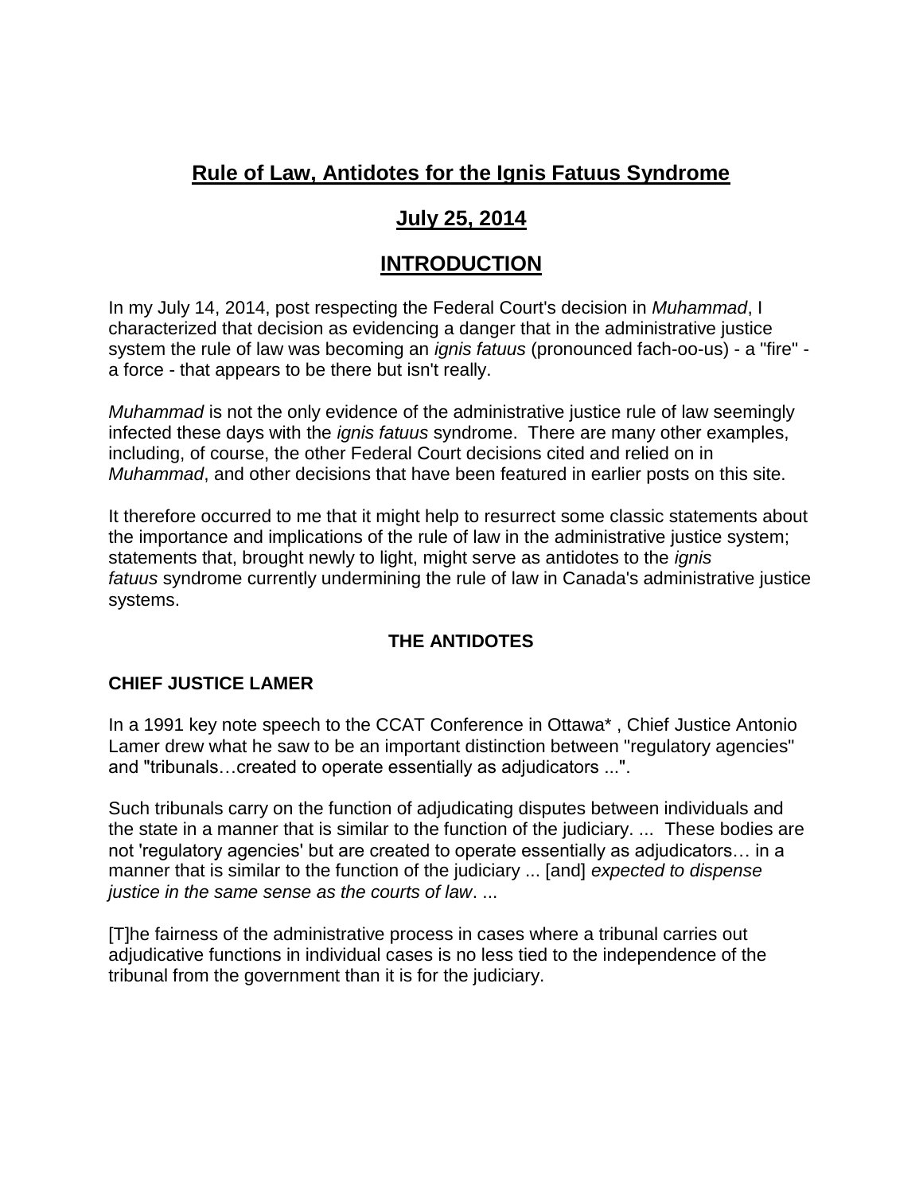# Rule of Law, Antidotes for the Ignis Fatuus Syndrome

## July 25, 2014

## INTRODUCTION

In my July 14, 2014, post respecting the Federal Court's decision in *Muhammad*, I characterized that decision as evidencing a danger that in the administrative justice system the rule of law was becoming an *ignis fatuus* (pronounced fach-oo-us) - a "fire" - a force - that appears to be there but isn't really.

*Muhammad* is not the only evidence of the administrative justice rule of law seemingly infected these days with the *ignis fatuus* syndrome. There are many other examples, including, of course, the other Federal Court decisions cited and relied on in *Muhammad*, and other decisions that have been featured in earlier posts on this site.

It therefore occurred to me that it might help to resurrect some classic statements about the importance and implications of the rule of law in the administrative justice system; statements that, brought newly to light, might serve as antidotes to the *ignis fatuus* syndrome currently undermining the rule of law in Canada's administrative justice systems.

### THE ANTIDOTES

#### CHIEF JUSTICE LAMER

In a 1991 key note speech to the CCAT Conference in Ottawa* , Chief Justice Antonio Lamer drew what he saw to be an important distinction between "regulatory agencies" and "tribunals…created to operate essentially as adjudicators ...".

Such tribunals carry on the function of adjudicating disputes between individuals and the state in a manner that is similar to the function of the judiciary. ... These bodies are not 'regulatory agencies' but are created to operate essentially as adjudicators… in a manner that is similar to the function of the judiciary ... [and] *expected to dispense justice in the same sense as the courts of law*. ...

[T]he fairness of the administrative process in cases where a tribunal carries out adjudicative functions in individual cases is no less tied to the independence of the tribunal from the government than it is for the judiciary.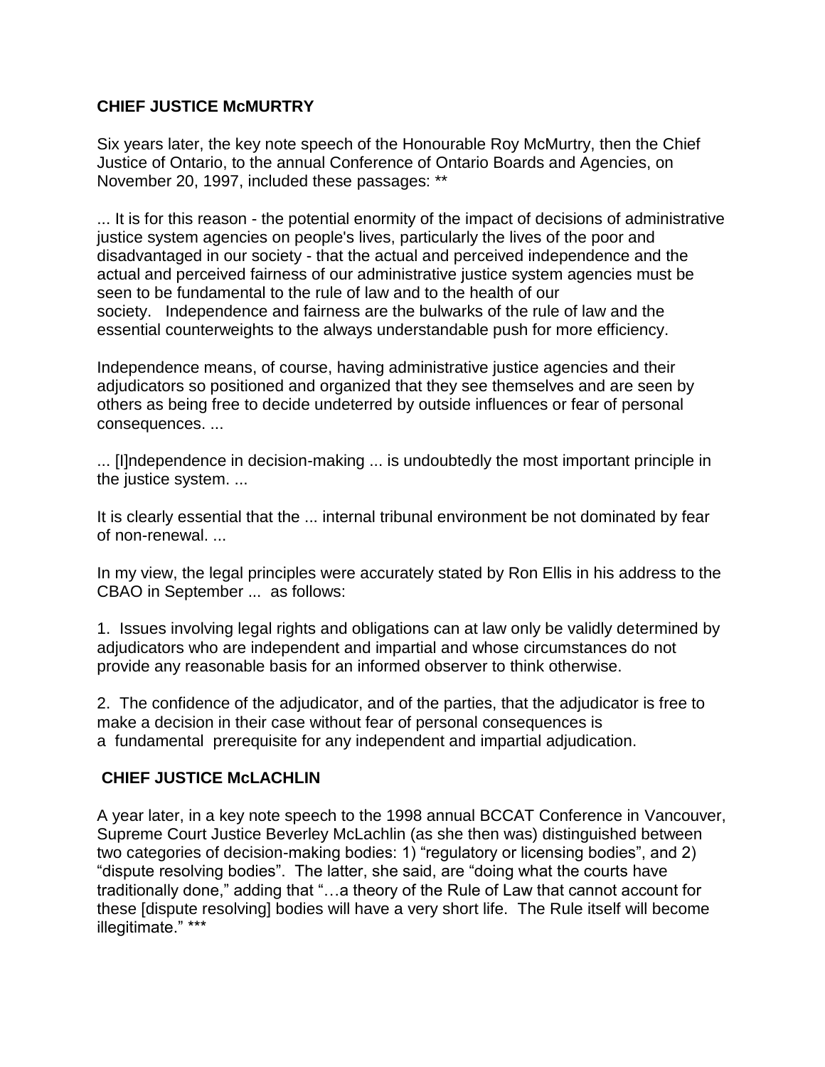**CHIEF JUSTICE McMURTRY**

Six years later, the key note speech of the Honourable Roy McMurtry, then the Chief Justice of Ontario, to the annual Conference of Ontario Boards and Agencies, on November 20, 1997, included these passages: **

... It is for this reason - the potential enormity of the impact of decisions of administrative justice system agencies on people's lives, particularly the lives of the poor and disadvantaged in our society - that the actual and perceived independence and the actual and perceived fairness of our administrative justice system agencies must be seen to be fundamental to the rule of law and to the health of our society. Independence and fairness are the bulwarks of the rule of law and the essential counterweights to the always understandable push for more efficiency.

Independence means, of course, having administrative justice agencies and their adjudicators so positioned and organized that they see themselves and are seen by others as being free to decide undeterred by outside influences or fear of personal consequences. ...

... [I]ndependence in decision-making ... is undoubtedly the most important principle in the justice system. ...

It is clearly essential that the ... internal tribunal environment be not dominated by fear of non-renewal. ...

In my view, the legal principles were accurately stated by Ron Ellis in his address to the CBAO in September ... as follows:

1. Issues involving legal rights and obligations can at law only be validly determined by adjudicators who are independent and impartial and whose circumstances do not provide any reasonable basis for an informed observer to think otherwise.

2. The confidence of the adjudicator, and of the parties, that the adjudicator is free to make a decision in their case without fear of personal consequences is a fundamental prerequisite for any independent and impartial adjudication.

**CHIEF JUSTICE McLACHLIN**

A year later, in a key note speech to the 1998 annual BCCAT Conference in Vancouver, Supreme Court Justice Beverley McLachlin (as she then was) distinguished between two categories of decision-making bodies: 1) "regulatory or licensing bodies", and 2) "dispute resolving bodies". The latter, she said, are "doing what the courts have traditionally done," adding that "…a theory of the Rule of Law that cannot account for these [dispute resolving] bodies will have a very short life. The Rule itself will become illegitimate." ***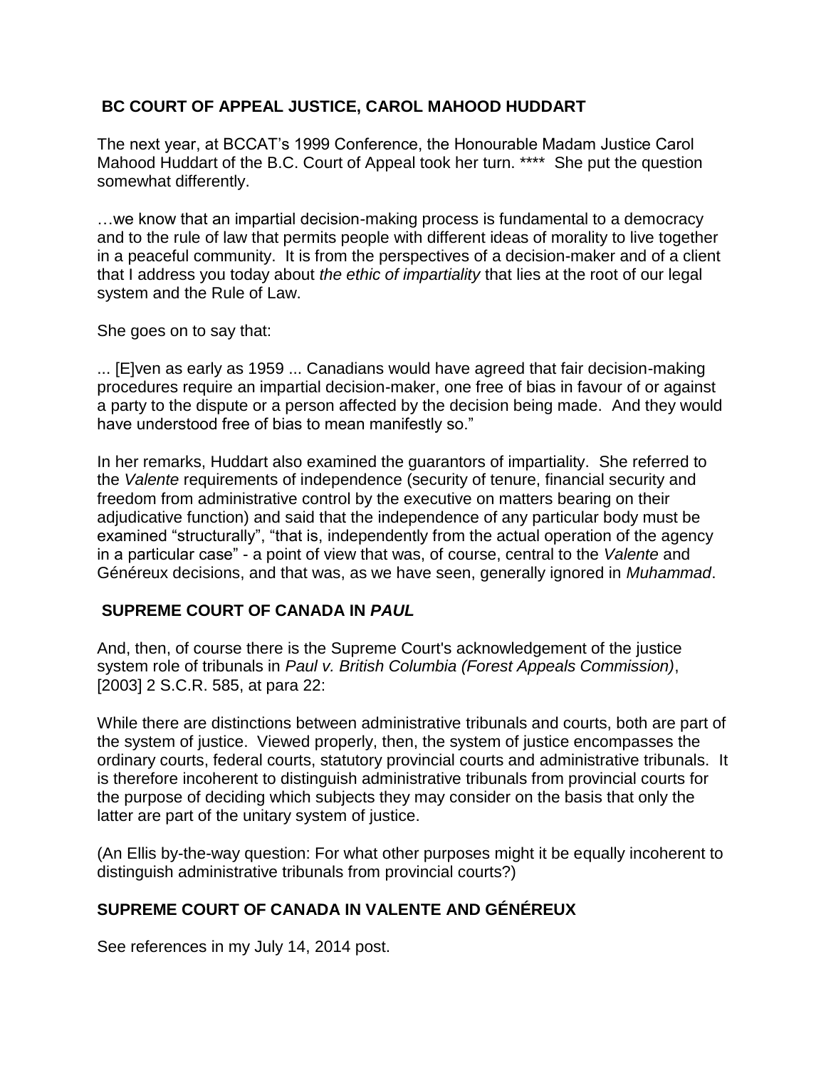## BC COURT OF APPEAL JUSTICE, CAROL MAHOOD HUDDART

The next year, at BCCAT's 1999 Conference, the Honourable Madam Justice Carol Mahood Huddart of the B.C. Court of Appeal took her turn. **** She put the question somewhat differently.

…we know that an impartial decision-making process is fundamental to a democracy and to the rule of law that permits people with different ideas of morality to live together in a peaceful community. It is from the perspectives of a decision-maker and of a client that I address you today about *the ethic of impartiality* that lies at the root of our legal system and the Rule of Law.

She goes on to say that:

... [E]ven as early as 1959 ... Canadians would have agreed that fair decision-making procedures require an impartial decision-maker, one free of bias in favour of or against a party to the dispute or a person affected by the decision being made. And they would have understood free of bias to mean manifestly so."

In her remarks, Huddart also examined the guarantors of impartiality. She referred to the *Valente* requirements of independence (security of tenure, financial security and freedom from administrative control by the executive on matters bearing on their adjudicative function) and said that the independence of any particular body must be examined "structurally", "that is, independently from the actual operation of the agency in a particular case" - a point of view that was, of course, central to the *Valente* and Généreux decisions, and that was, as we have seen, generally ignored in *Muhammad*.

## SUPREME COURT OF CANADA IN *PAUL*

And, then, of course there is the Supreme Court's acknowledgement of the justice system role of tribunals in *Paul v. British Columbia (Forest Appeals Commission)*, [2003] 2 S.C.R. 585, at para 22:

While there are distinctions between administrative tribunals and courts, both are part of the system of justice. Viewed properly, then, the system of justice encompasses the ordinary courts, federal courts, statutory provincial courts and administrative tribunals. It is therefore incoherent to distinguish administrative tribunals from provincial courts for the purpose of deciding which subjects they may consider on the basis that only the latter are part of the unitary system of justice.

(An Ellis by-the-way question: For what other purposes might it be equally incoherent to distinguish administrative tribunals from provincial courts?)

## SUPREME COURT OF CANADA IN VALENTE AND GÉNÉREUX

See references in my July 14, 2014 post.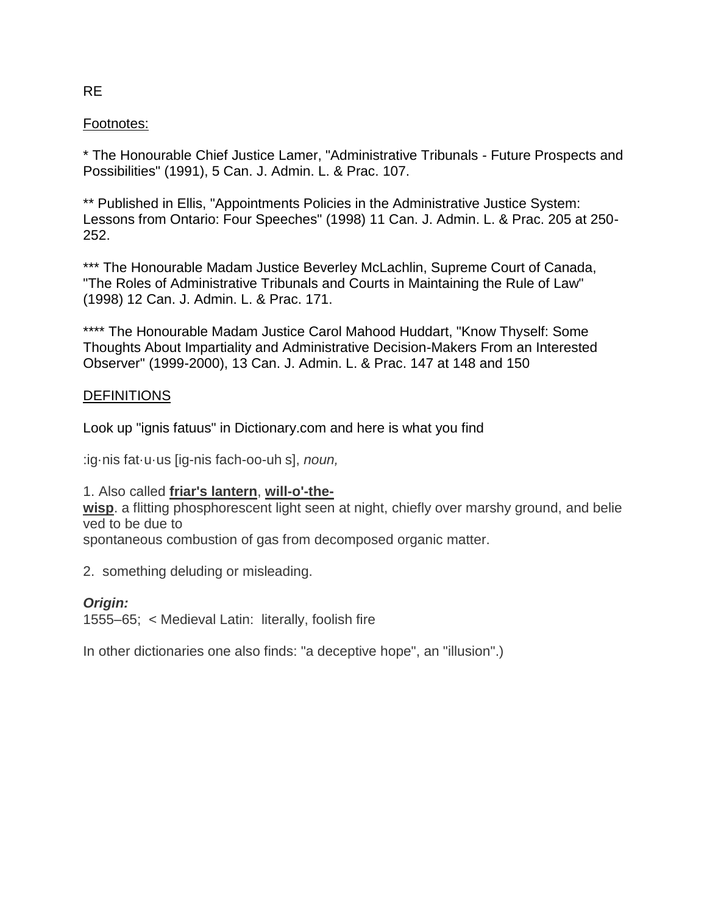RE

Footnotes:

* The Honourable Chief Justice Lamer, "Administrative Tribunals - Future Prospects and Possibilities" (1991), 5 Can. J. Admin. L. & Prac. 107.

** Published in Ellis, "Appointments Policies in the Administrative Justice System: Lessons from Ontario: Four Speeches" (1998) 11 Can. J. Admin. L. & Prac. 205 at 250-252.

*** The Honourable Madam Justice Beverley McLachlin, Supreme Court of Canada, "The Roles of Administrative Tribunals and Courts in Maintaining the Rule of Law" (1998) 12 Can. J. Admin. L. & Prac. 171.

**** The Honourable Madam Justice Carol Mahood Huddart, "Know Thyself: Some Thoughts About Impartiality and Administrative Decision-Makers From an Interested Observer" (1999-2000), 13 Can. J. Admin. L. & Prac. 147 at 148 and 150

DEFINITIONS

Look up "ignis fatuus" in Dictionary.com and here is what you find

:ig·nis fat·u·us [ig-nis fach-oo-uh s], *noun,*

1. Also called **friar's lantern**, **will-o'-the-wisp**. a flitting phosphorescent light seen at night, chiefly over marshy ground, and believed to be due to spontaneous combustion of gas from decomposed organic matter.

2. something deluding or misleading.

***Origin:***
1555–65; < Medieval Latin: literally, foolish fire

In other dictionaries one also finds: "a deceptive hope", an "illusion".)